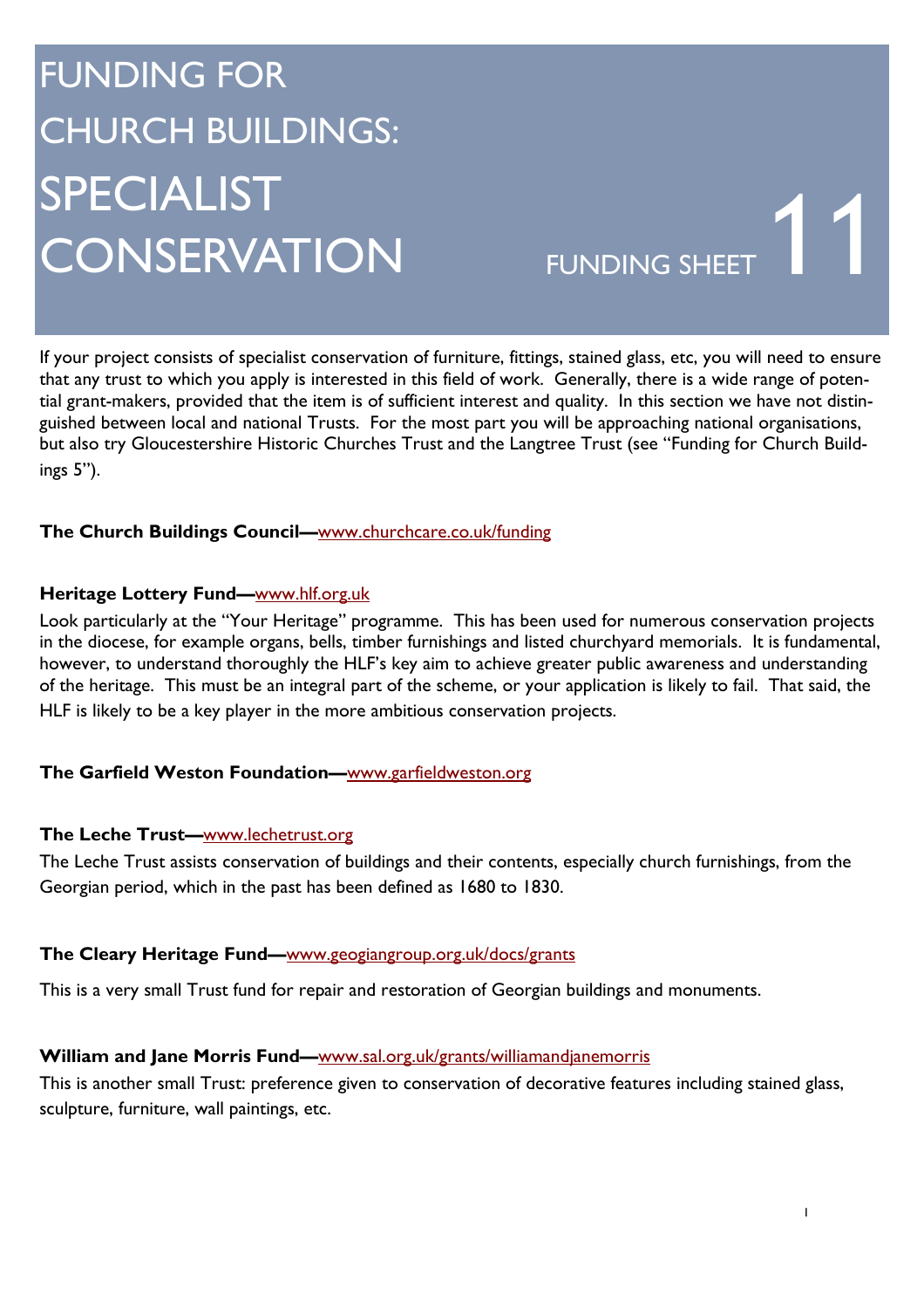# FUNDING FOR CHURCH BUILDINGS: SPECIALIST CONSERVATION

## FUNDING SHEET 11

If your project consists of specialist conservation of furniture, fittings, stained glass, etc, you will need to ensure that any trust to which you apply is interested in this field of work. Generally, there is a wide range of potential grant-makers, provided that the item is of sufficient interest and quality. In this section we have not distinguished between local and national Trusts. For the most part you will be approaching national organisations, but also try Gloucestershire Historic Churches Trust and the Langtree Trust (see "Funding for Church Buildings 5").

**The Church Buildings Council—**www.churchcare.co.uk/funding

**Heritage Lottery Fund—**www.hlf.org.uk

Look particularly at the "Your Heritage" programme. This has been used for numerous conservation projects in the diocese, for example organs, bells, timber furnishings and listed churchyard memorials. It is fundamental, however, to understand thoroughly the HLF's key aim to achieve greater public awareness and understanding of the heritage. This must be an integral part of the scheme, or your application is likely to fail. That said, the HLF is likely to be a key player in the more ambitious conservation projects.

**The Garfield Weston Foundation—**www.garfieldweston.org

**The Leche Trust—**www.lechetrust.org

The Leche Trust assists conservation of buildings and their contents, especially church furnishings, from the Georgian period, which in the past has been defined as 1680 to 1830.

**The Cleary Heritage Fund—**www.geogiangroup.org.uk/docs/grants

This is a very small Trust fund for repair and restoration of Georgian buildings and monuments.

**William and Jane Morris Fund—**www.sal.org.uk/grants/williamandjanemorris

This is another small Trust: preference given to conservation of decorative features including stained glass, sculpture, furniture, wall paintings, etc.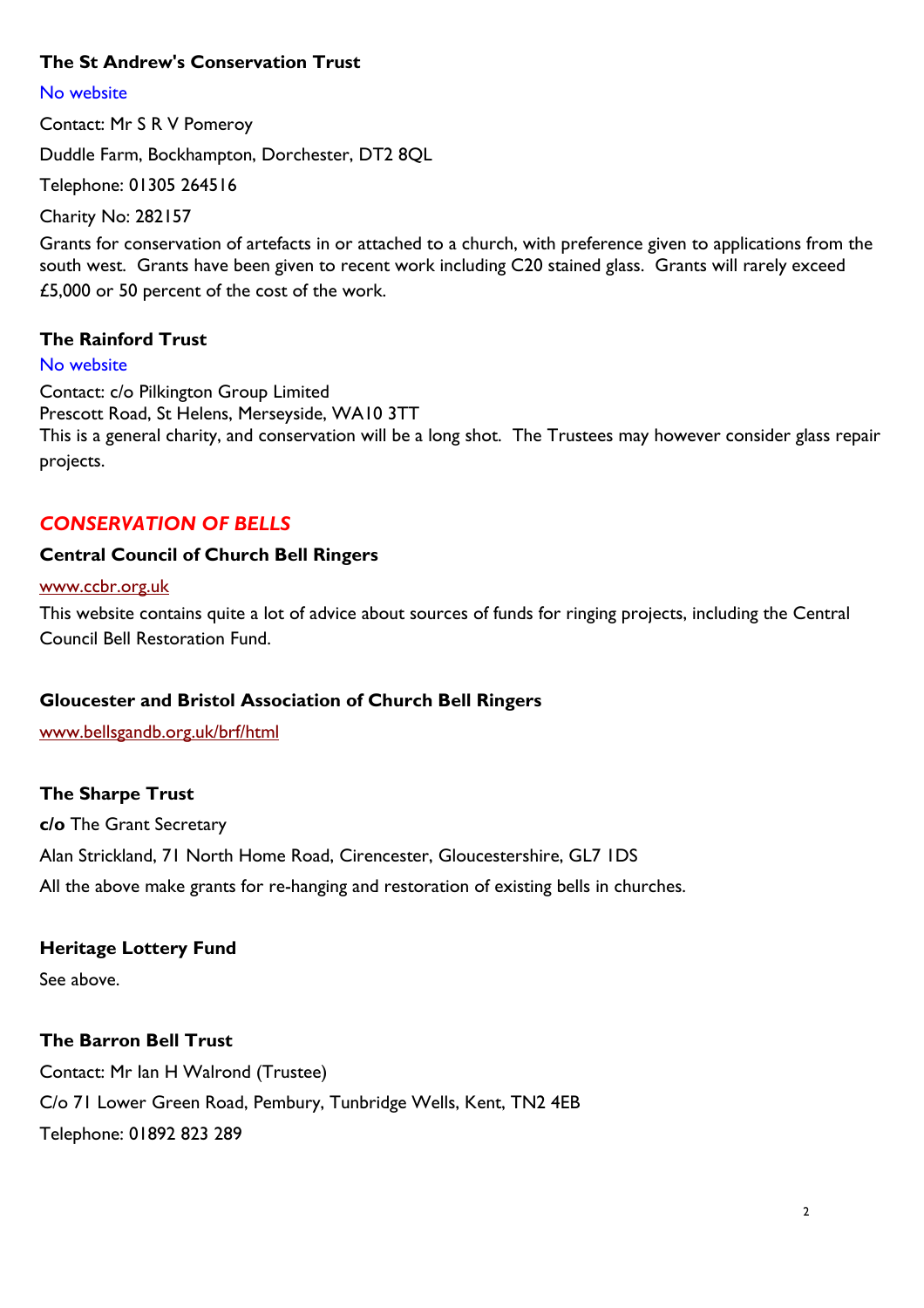### The St Andrew's Conservation Trust

No website

Contact: Mr S R V Pomeroy

Duddle Farm, Bockhampton, Dorchester, DT2 8QL

Telephone: 01305 264516

Charity No: 282157

Grants for conservation of artefacts in or attached to a church, with preference given to applications from the south west. Grants have been given to recent work including C20 stained glass. Grants will rarely exceed £5,000 or 50 percent of the cost of the work.

### The Rainford Trust

No website

Contact: c/o Pilkington Group Limited
Prescott Road, St Helens, Merseyside, WA10 3TT
This is a general charity, and conservation will be a long shot. The Trustees may however consider glass repair projects.

## *CONSERVATION OF BELLS*

### Central Council of Church Bell Ringers

www.ccbr.org.uk

This website contains quite a lot of advice about sources of funds for ringing projects, including the Central Council Bell Restoration Fund.

### Gloucester and Bristol Association of Church Bell Ringers

www.bellsgandb.org.uk/brf/html

### The Sharpe Trust

**c/o** The Grant Secretary

Alan Strickland, 71 North Home Road, Cirencester, Gloucestershire, GL7 1DS

All the above make grants for re-hanging and restoration of existing bells in churches.

### Heritage Lottery Fund

See above.

### The Barron Bell Trust

Contact: Mr Ian H Walrond (Trustee)

C/o 71 Lower Green Road, Pembury, Tunbridge Wells, Kent, TN2 4EB

Telephone: 01892 823 289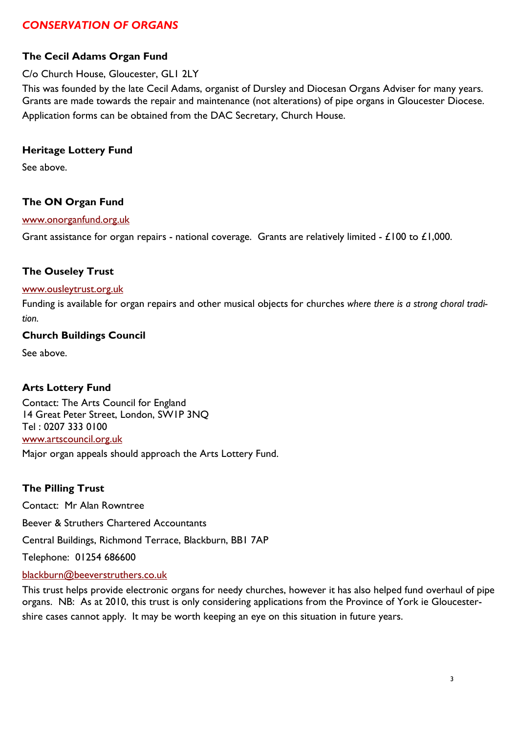## *CONSERVATION OF ORGANS*

### The Cecil Adams Organ Fund

C/o Church House, Gloucester, GL1 2LY

This was founded by the late Cecil Adams, organist of Dursley and Diocesan Organs Adviser for many years. Grants are made towards the repair and maintenance (not alterations) of pipe organs in Gloucester Diocese. Application forms can be obtained from the DAC Secretary, Church House.

### Heritage Lottery Fund

See above.

### The ON Organ Fund

www.onorganfund.org.uk

Grant assistance for organ repairs - national coverage. Grants are relatively limited - £100 to £1,000.

### The Ouseley Trust

www.ousleytrust.org.uk

Funding is available for organ repairs and other musical objects for churches *where there is a strong choral tradition.*

### Church Buildings Council

See above.

### Arts Lottery Fund

Contact: The Arts Council for England
14 Great Peter Street, London, SW1P 3NQ
Tel : 0207 333 0100
www.artscouncil.org.uk

Major organ appeals should approach the Arts Lottery Fund.

### The Pilling Trust

Contact: Mr Alan Rowntree

Beever & Struthers Chartered Accountants

Central Buildings, Richmond Terrace, Blackburn, BB1 7AP

Telephone: 01254 686600

blackburn@beeverstruthers.co.uk

This trust helps provide electronic organs for needy churches, however it has also helped fund overhaul of pipe organs. NB: As at 2010, this trust is only considering applications from the Province of York ie Gloucestershire cases cannot apply. It may be worth keeping an eye on this situation in future years.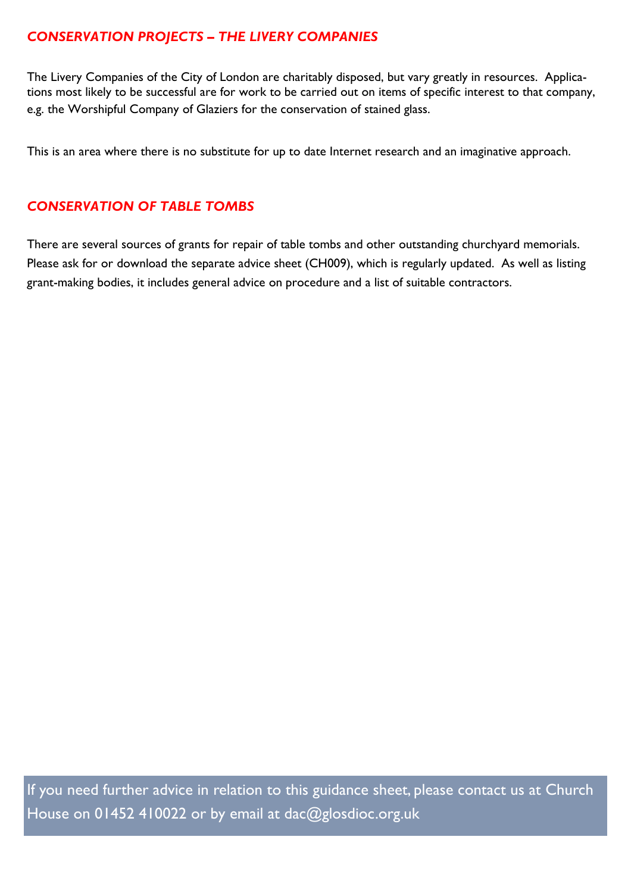## *CONSERVATION PROJECTS – THE LIVERY COMPANIES*

The Livery Companies of the City of London are charitably disposed, but vary greatly in resources. Applications most likely to be successful are for work to be carried out on items of specific interest to that company, e.g. the Worshipful Company of Glaziers for the conservation of stained glass.

This is an area where there is no substitute for up to date Internet research and an imaginative approach.

## *CONSERVATION OF TABLE TOMBS*

There are several sources of grants for repair of table tombs and other outstanding churchyard memorials. Please ask for or download the separate advice sheet (CH009), which is regularly updated. As well as listing grant-making bodies, it includes general advice on procedure and a list of suitable contractors.

If you need further advice in relation to this guidance sheet, please contact us at Church House on 01452 410022 or by email at dac@glosdioc.org.uk